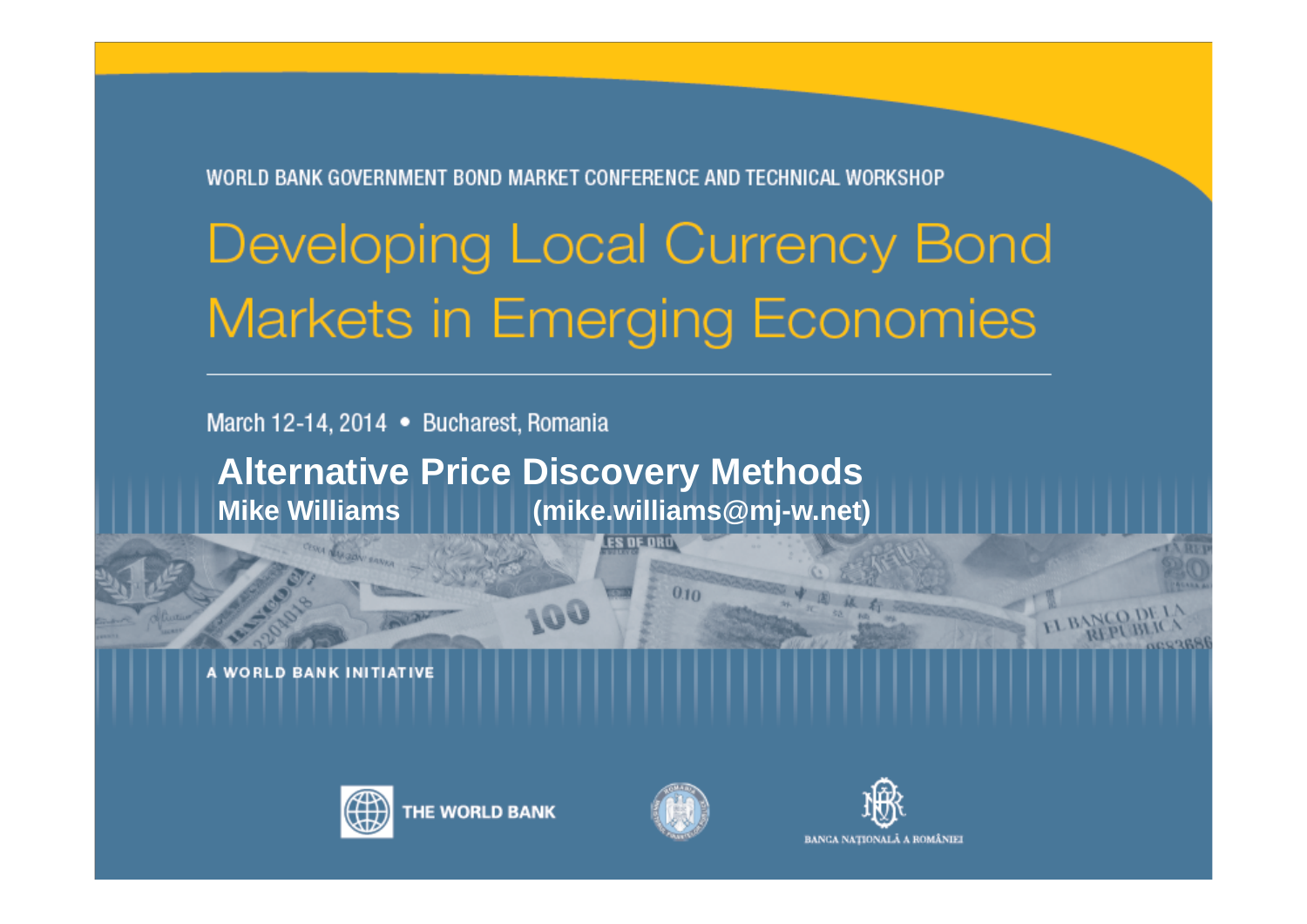WORLD BANK GOVERNMENT BOND MARKET CONFERENCE AND TECHNICAL WORKSHOP

# Developing Local Currency Bond Markets in Emerging Economies

March 12-14, 2014 • Bucharest, Romania

## Alternative Price Discovery Methods

**Mike Williams (mike.williams@mj-w.net)**

A WORLD BANK INITIATIVE

THE WORLD BANK

BANCA NAȚIONALĂ A ROMÂNIEI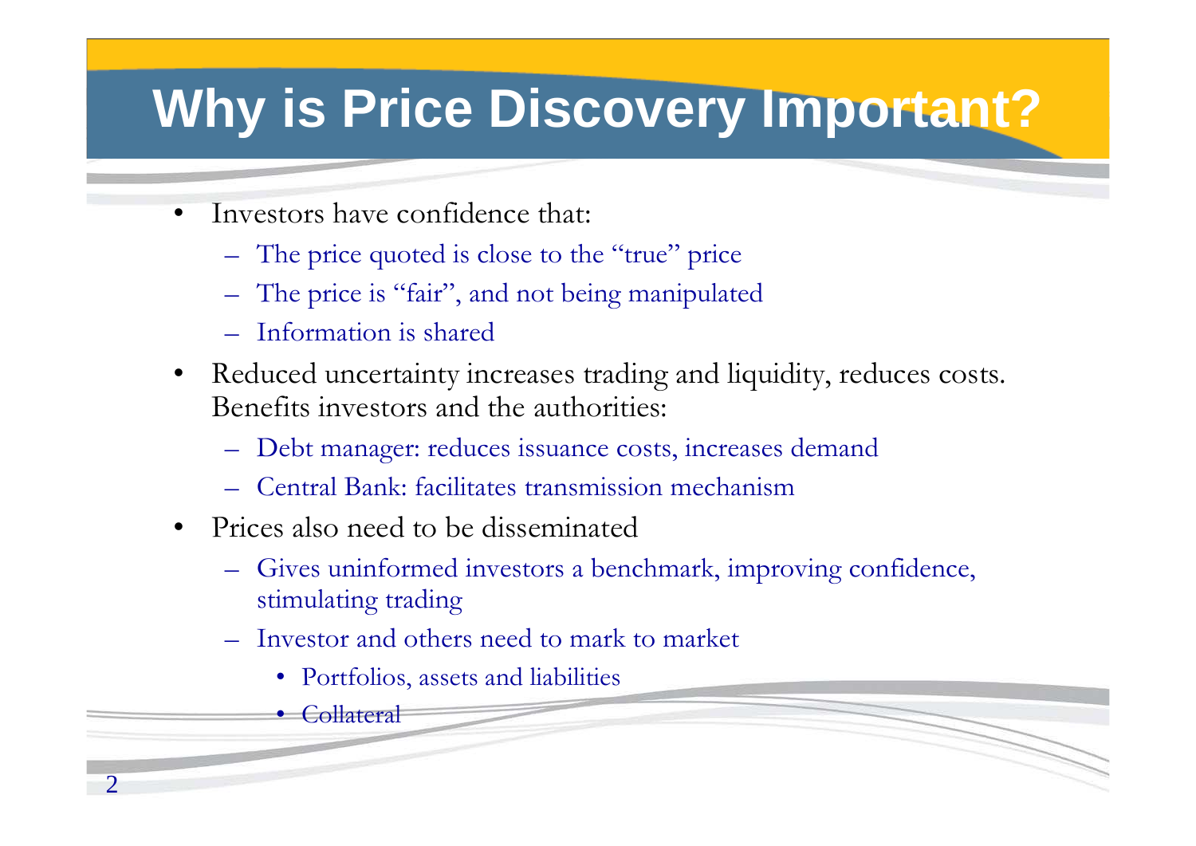# Why is Price Discovery Important?

- Investors have confidence that:
  - The price quoted is close to the "true" price
  - The price is "fair", and not being manipulated
  - Information is shared
- Reduced uncertainty increases trading and liquidity, reduces costs. Benefits investors and the authorities:
  - Debt manager: reduces issuance costs, increases demand
  - Central Bank: facilitates transmission mechanism
- Prices also need to be disseminated
  - Gives uninformed investors a benchmark, improving confidence, stimulating trading
  - Investor and others need to mark to market
    - Portfolios, assets and liabilities
    - Collateral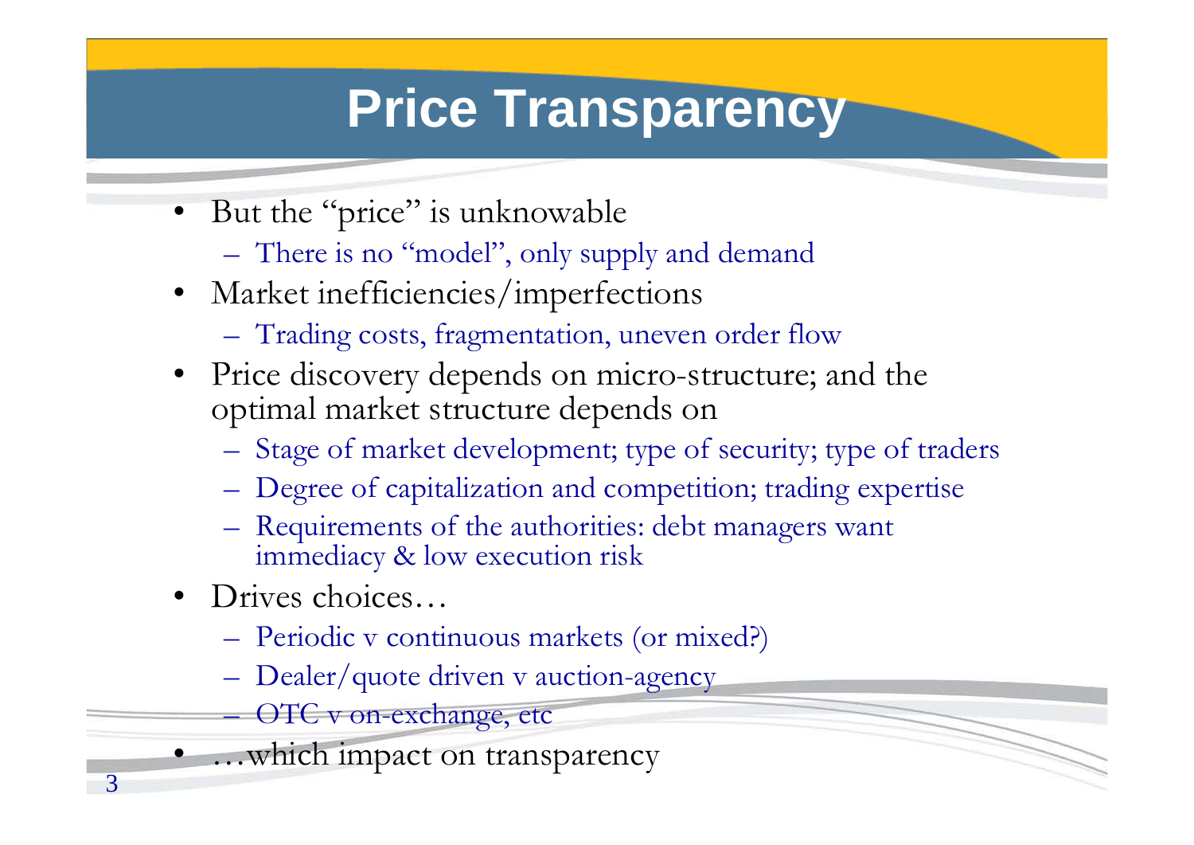# Price Transparency

- But the "price" is unknowable
  - There is no "model", only supply and demand
- Market inefficiencies/imperfections
  - Trading costs, fragmentation, uneven order flow
- Price discovery depends on micro-structure; and the optimal market structure depends on
  - Stage of market development; type of security; type of traders
  - Degree of capitalization and competition; trading expertise
  - Requirements of the authorities: debt managers want immediacy & low execution risk
- Drives choices…
  - Periodic v continuous markets (or mixed?)
  - Dealer/quote driven v auction-agency
  - OTC v on-exchange, etc
- …which impact on transparency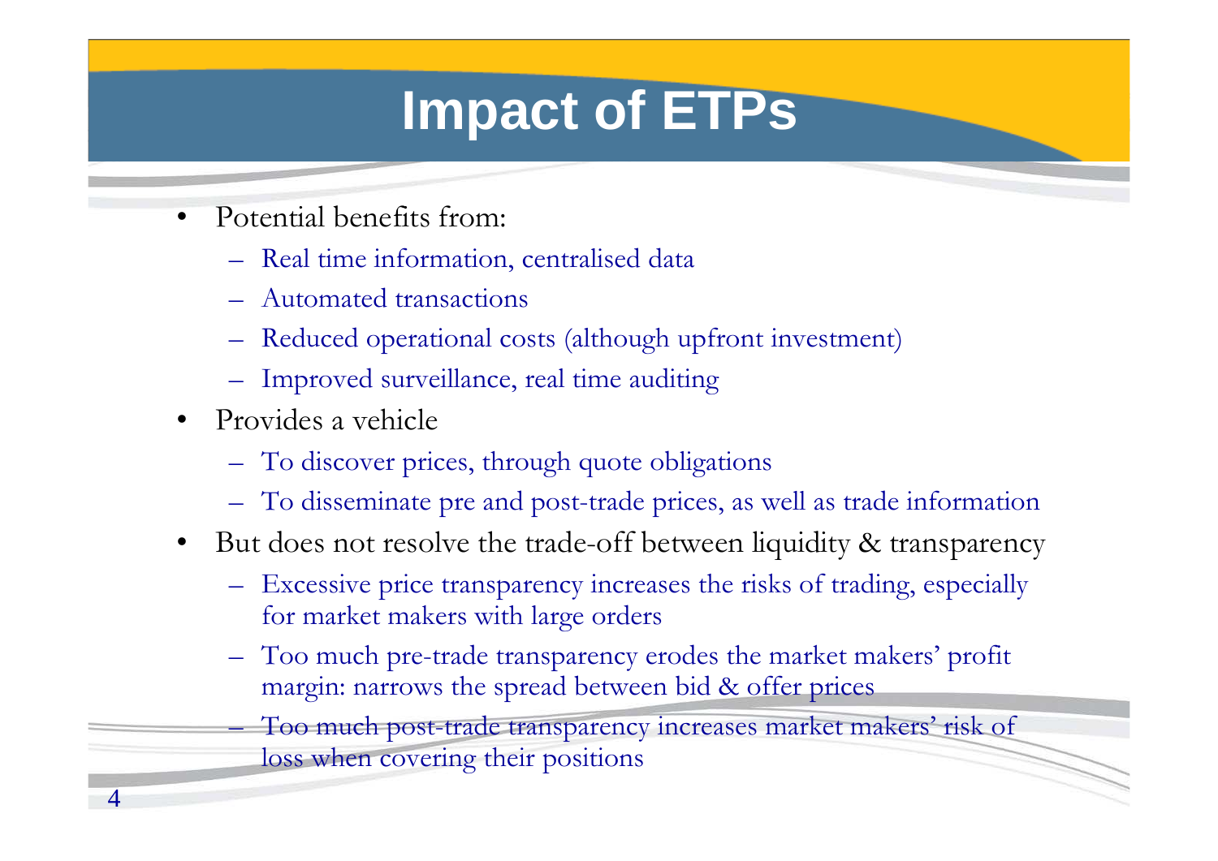# Impact of ETPs

- Potential benefits from:
  - Real time information, centralised data
  - Automated transactions
  - Reduced operational costs (although upfront investment)
  - Improved surveillance, real time auditing
- Provides a vehicle
  - To discover prices, through quote obligations
  - To disseminate pre and post-trade prices, as well as trade information
- But does not resolve the trade-off between liquidity & transparency
  - Excessive price transparency increases the risks of trading, especially for market makers with large orders
  - Too much pre-trade transparency erodes the market makers' profit margin: narrows the spread between bid & offer prices
  - Too much post-trade transparency increases market makers' risk of loss when covering their positions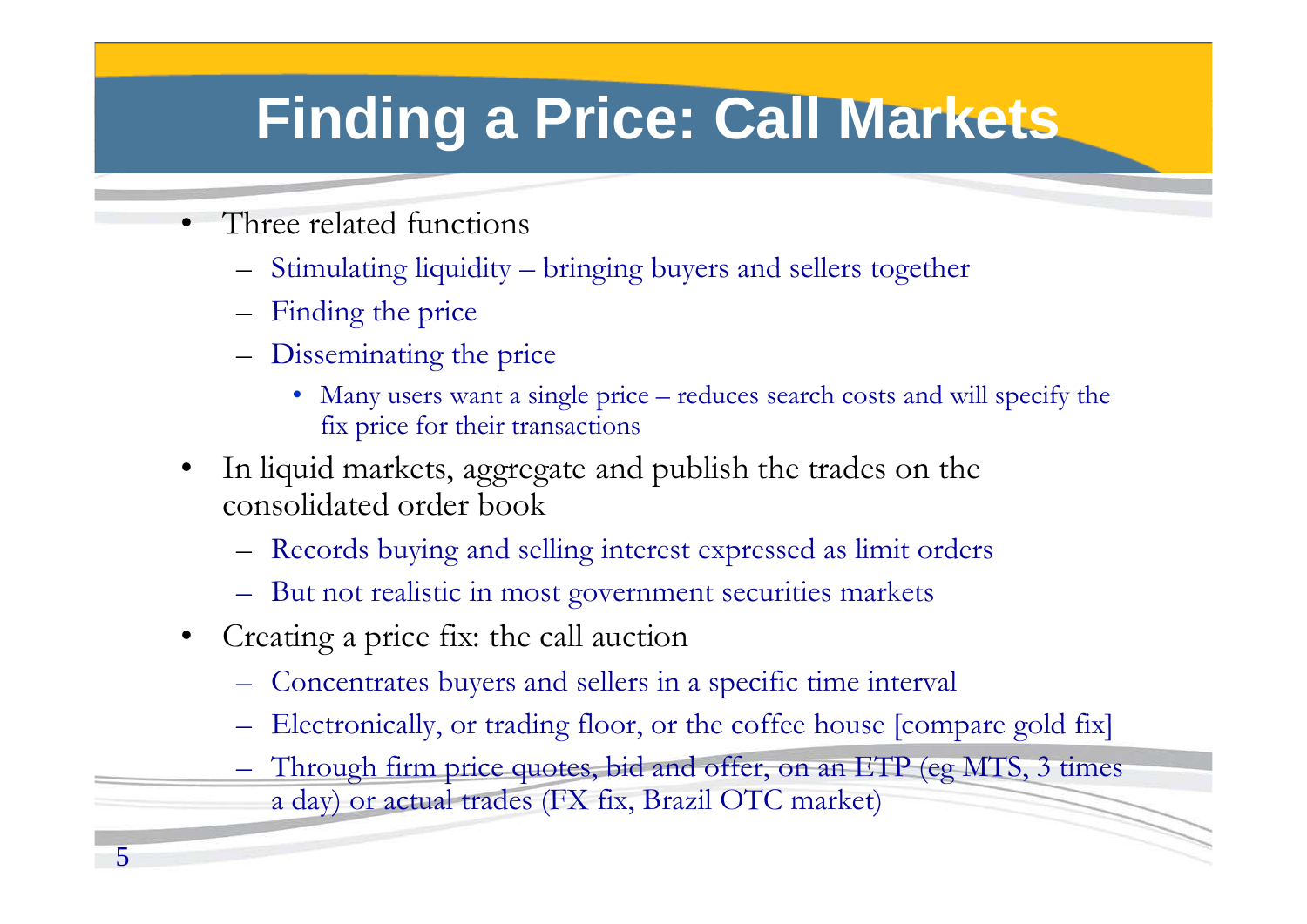# Finding a Price: Call Markets

- Three related functions
  - Stimulating liquidity – bringing buyers and sellers together
  - Finding the price
  - Disseminating the price
    - Many users want a single price – reduces search costs and will specify the fix price for their transactions
- In liquid markets, aggregate and publish the trades on the consolidated order book
  - Records buying and selling interest expressed as limit orders
  - But not realistic in most government securities markets
- Creating a price fix: the call auction
  - Concentrates buyers and sellers in a specific time interval
  - Electronically, or trading floor, or the coffee house [compare gold fix]
  - Through firm price quotes, bid and offer, on an ETP (eg MTS, 3 times a day) or actual trades (FX fix, Brazil OTC market)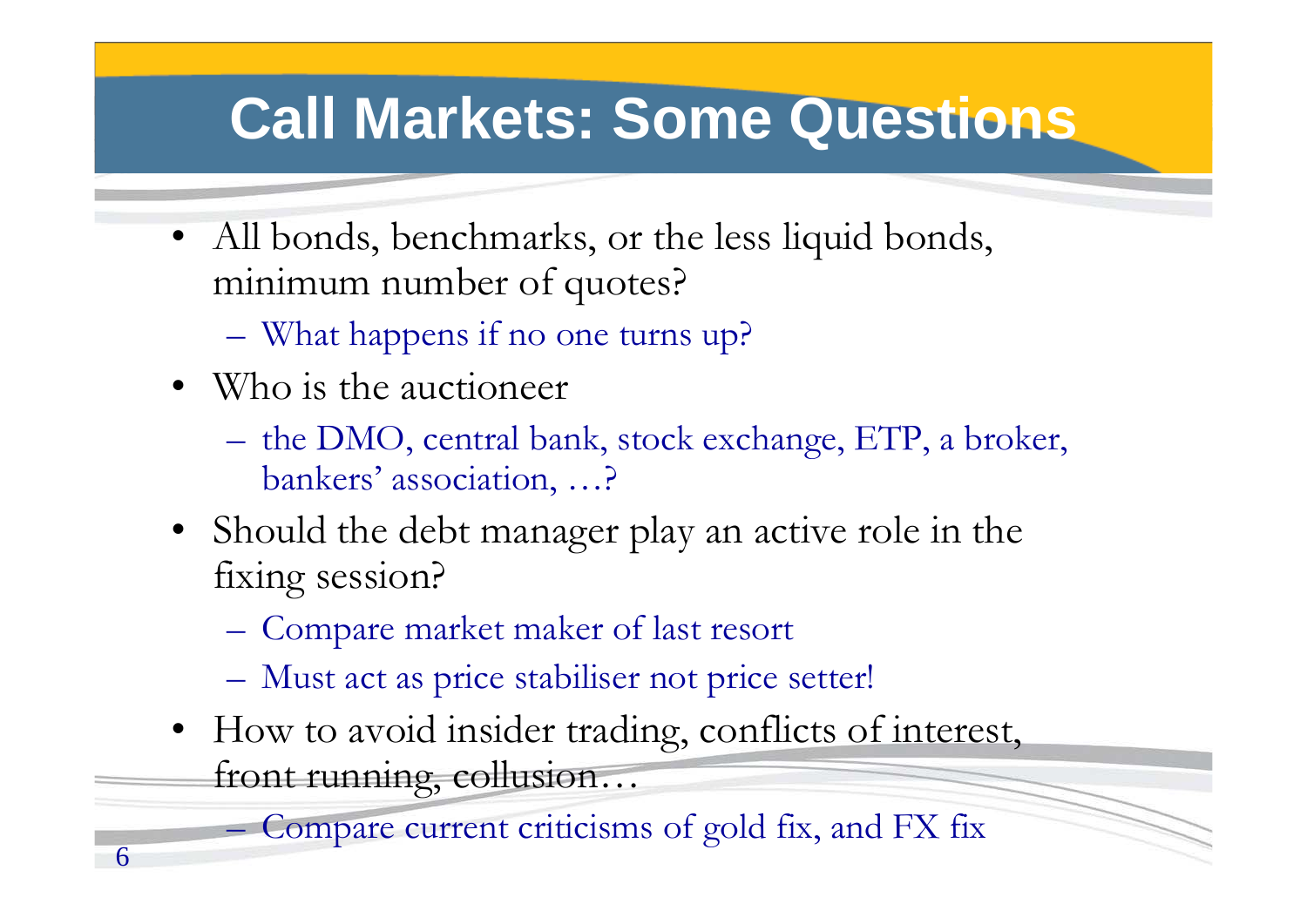# Call Markets: Some Questions

- All bonds, benchmarks, or the less liquid bonds, minimum number of quotes?
  - What happens if no one turns up?
- Who is the auctioneer
  - the DMO, central bank, stock exchange, ETP, a broker, bankers' association, …?
- Should the debt manager play an active role in the fixing session?
  - Compare market maker of last resort
  - Must act as price stabiliser not price setter!
- How to avoid insider trading, conflicts of interest, front running, collusion…
  - Compare current criticisms of gold fix, and FX fix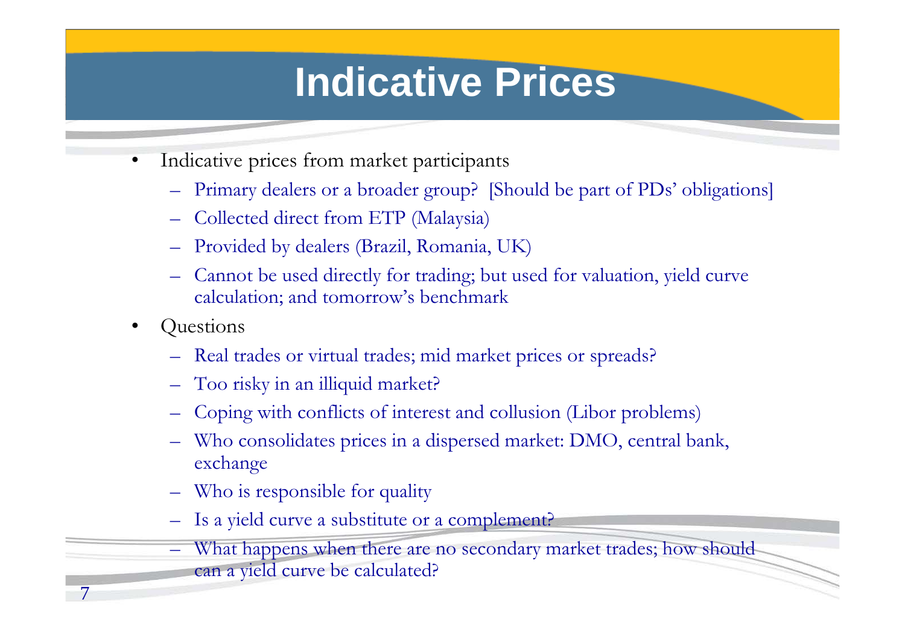# Indicative Prices

- Indicative prices from market participants
  - Primary dealers or a broader group? [Should be part of PDs' obligations]
  - Collected direct from ETP (Malaysia)
  - Provided by dealers (Brazil, Romania, UK)
  - Cannot be used directly for trading; but used for valuation, yield curve calculation; and tomorrow's benchmark
- Questions
  - Real trades or virtual trades; mid market prices or spreads?
  - Too risky in an illiquid market?
  - Coping with conflicts of interest and collusion (Libor problems)
  - Who consolidates prices in a dispersed market: DMO, central bank, exchange
  - Who is responsible for quality
  - Is a yield curve a substitute or a complement?
  - What happens when there are no secondary market trades; how should can a yield curve be calculated?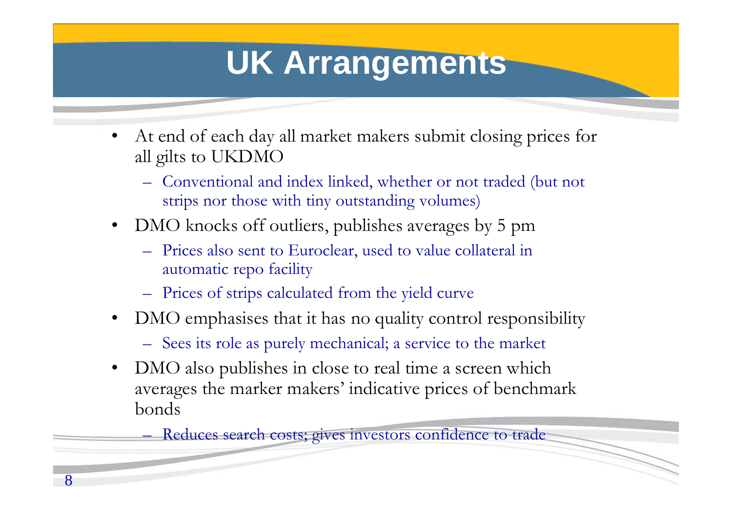# UK Arrangements

- At end of each day all market makers submit closing prices for all gilts to UKDMO
  - Conventional and index linked, whether or not traded (but not strips nor those with tiny outstanding volumes)
- DMO knocks off outliers, publishes averages by 5 pm
  - Prices also sent to Euroclear, used to value collateral in automatic repo facility
  - Prices of strips calculated from the yield curve
- DMO emphasises that it has no quality control responsibility
  - Sees its role as purely mechanical; a service to the market
- DMO also publishes in close to real time a screen which averages the marker makers' indicative prices of benchmark bonds
  - Reduces search costs; gives investors confidence to trade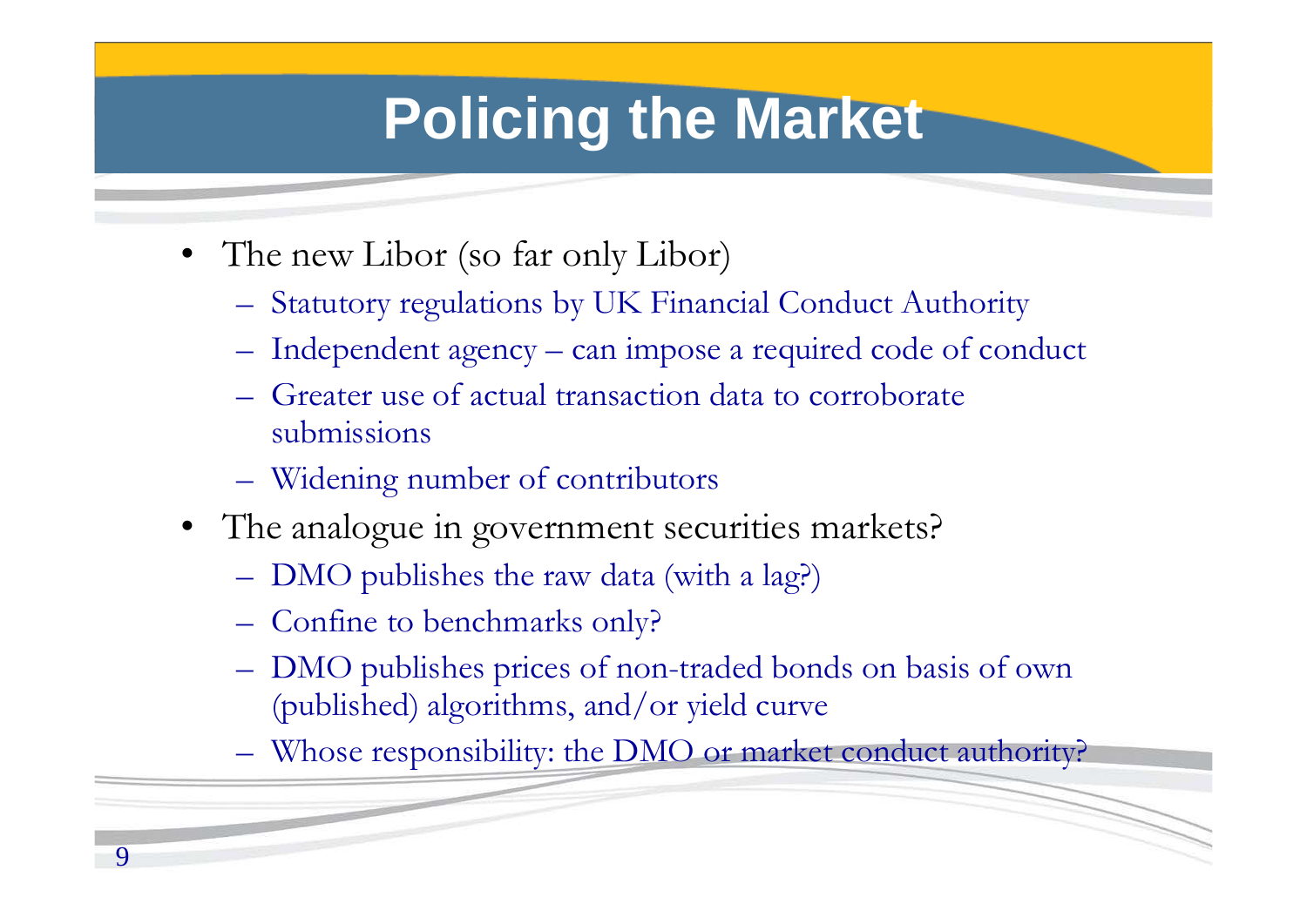# Policing the Market

- The new Libor (so far only Libor)
  - Statutory regulations by UK Financial Conduct Authority
  - Independent agency – can impose a required code of conduct
  - Greater use of actual transaction data to corroborate submissions
  - Widening number of contributors
- The analogue in government securities markets?
  - DMO publishes the raw data (with a lag?)
  - Confine to benchmarks only?
  - DMO publishes prices of non-traded bonds on basis of own (published) algorithms, and/or yield curve
  - Whose responsibility: the DMO or market conduct authority?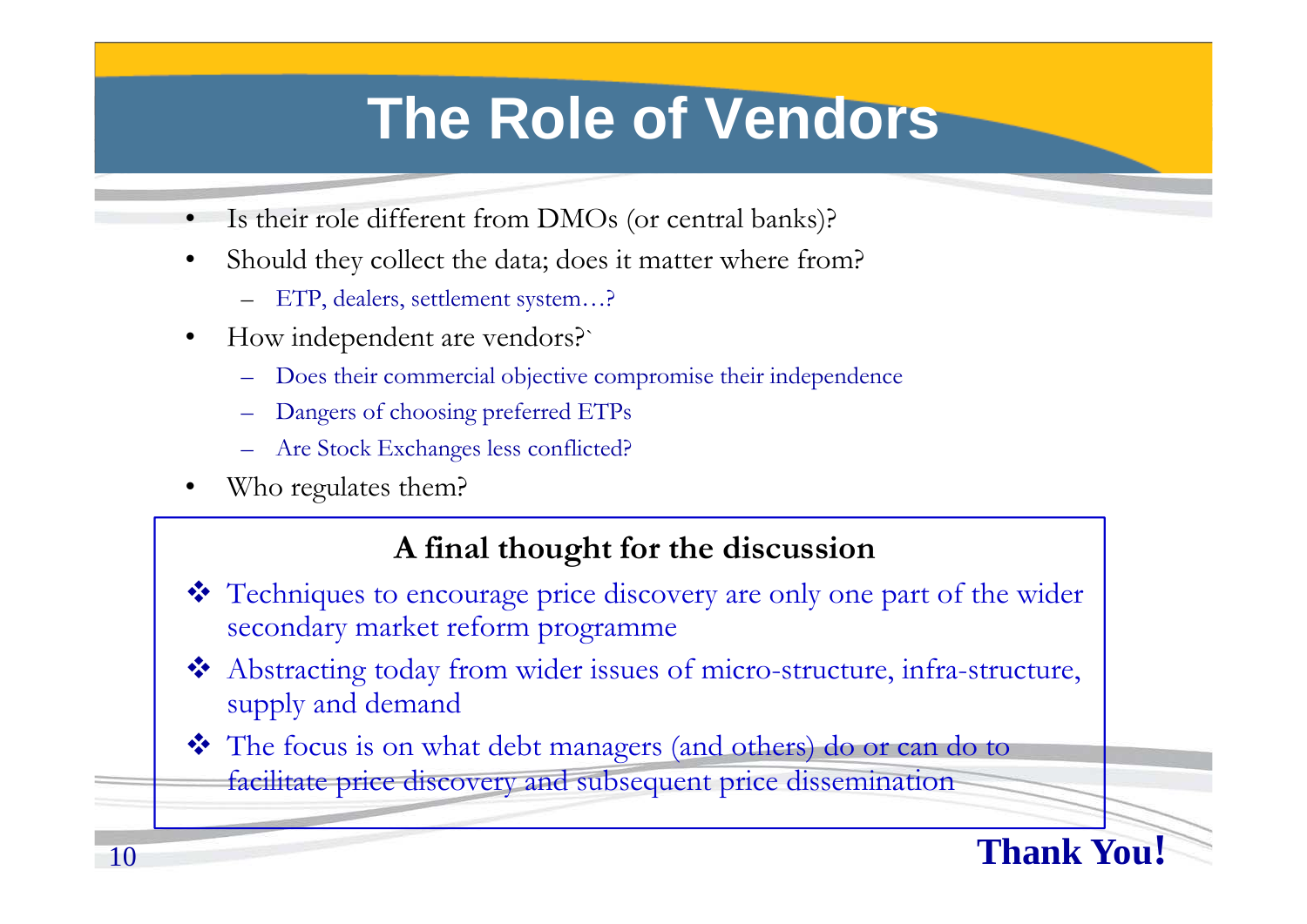# The Role of Vendors

- Is their role different from DMOs (or central banks)?
- Should they collect the data; does it matter where from?
  - ETP, dealers, settlement system…?
- How independent are vendors?`
  - Does their commercial objective compromise their independence
  - Dangers of choosing preferred ETPs
  - Are Stock Exchanges less conflicted?
- Who regulates them?

**A final thought for the discussion**

- Techniques to encourage price discovery are only one part of the wider secondary market reform programme
- Abstracting today from wider issues of micro-structure, infra-structure, supply and demand
- The focus is on what debt managers (and others) do or can do to facilitate price discovery and subsequent price dissemination

**Thank You!**